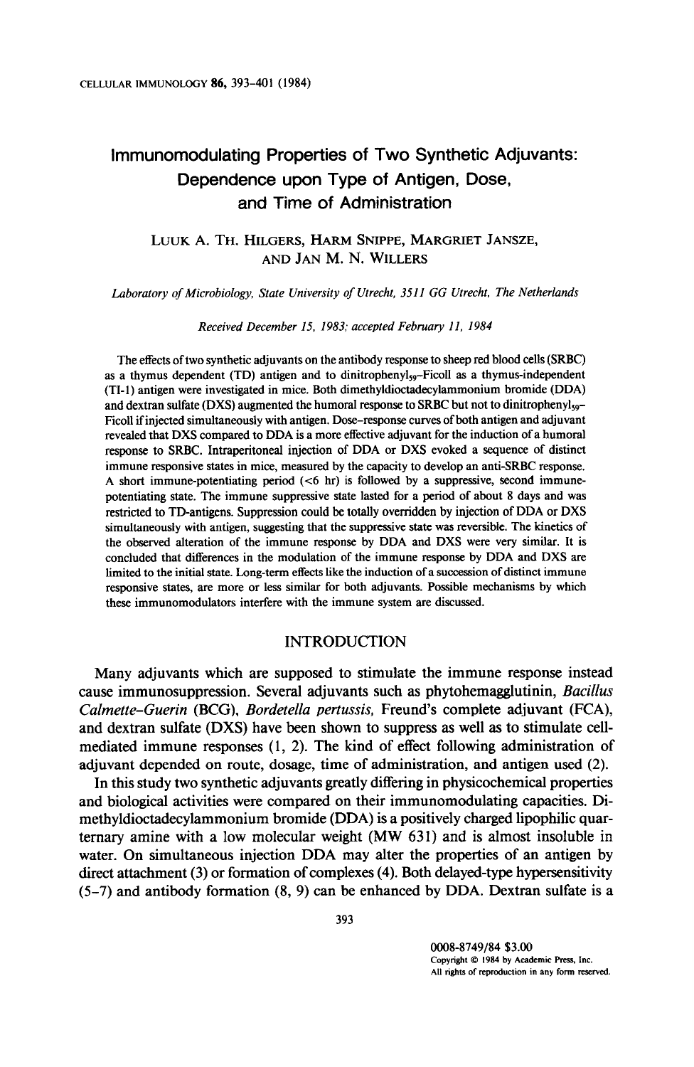# Immunomodulating Properties of Two Synthetic Adjuvants: Dependence upon Type of Antigen, Dose, and Time of Administration

LUUK A. TH. HILGERS, HARM SNIPPE, MARGRIET JANSZE, AND JAN M. N. WILLERS

*Laboratory of Microbiology, State University of Utrecht, 3511 GG Utrecht, The Netherlands*

*Received December 15, 1983; accepted February 11, 1984*

The effects of two synthetic adjuvants on the antibody response to sheep red blood cells (SRBC) as a thymus dependent (TD) antigen and to dinitrophenyl$_{59}$–Ficoll as a thymus-independent (TI-1) antigen were investigated in mice. Both dimethyldioctadecylammonium bromide (DDA) and dextran sulfate (DXS) augmented the humoral response to SRBC but not to dinitrophenyl$_{59}$–Ficoll if injected simultaneously with antigen. Dose-response curves of both antigen and adjuvant revealed that DXS compared to DDA is a more effective adjuvant for the induction of a humoral response to SRBC. Intraperitoneal injection of DDA or DXS evoked a sequence of distinct immune responsive states in mice, measured by the capacity to develop an anti-SRBC response. A short immune-potentiating period (<6 hr) is followed by a suppressive, second immune-potentiating state. The immune suppressive state lasted for a period of about 8 days and was restricted to TD-antigens. Suppression could be totally overridden by injection of DDA or DXS simultaneously with antigen, suggesting that the suppressive state was reversible. The kinetics of the observed alteration of the immune response by DDA and DXS were very similar. It is concluded that differences in the modulation of the immune response by DDA and DXS are limited to the initial state. Long-term effects like the induction of a succession of distinct immune responsive states, are more or less similar for both adjuvants. Possible mechanisms by which these immunomodulators interfere with the immune system are discussed.

## INTRODUCTION

Many adjuvants which are supposed to stimulate the immune response instead cause immunosuppression. Several adjuvants such as phytohemagglutinin, *Bacillus Calmette–Guerin* (BCG), *Bordetella pertussis*, Freund's complete adjuvant (FCA), and dextran sulfate (DXS) have been shown to suppress as well as to stimulate cell-mediated immune responses (1, 2). The kind of effect following administration of adjuvant depended on route, dosage, time of administration, and antigen used (2).

In this study two synthetic adjuvants greatly differing in physicochemical properties and biological activities were compared on their immunomodulating capacities. Dimethyldioctadecylammonium bromide (DDA) is a positively charged lipophilic quarternary amine with a low molecular weight (MW 631) and is almost insoluble in water. On simultaneous injection DDA may alter the properties of an antigen by direct attachment (3) or formation of complexes (4). Both delayed-type hypersensitivity (5–7) and antibody formation (8, 9) can be enhanced by DDA. Dextran sulfate is a

0008-8749/84 $3.00
Copyright © 1984 by Academic Press, Inc.
All rights of reproduction in any form reserved.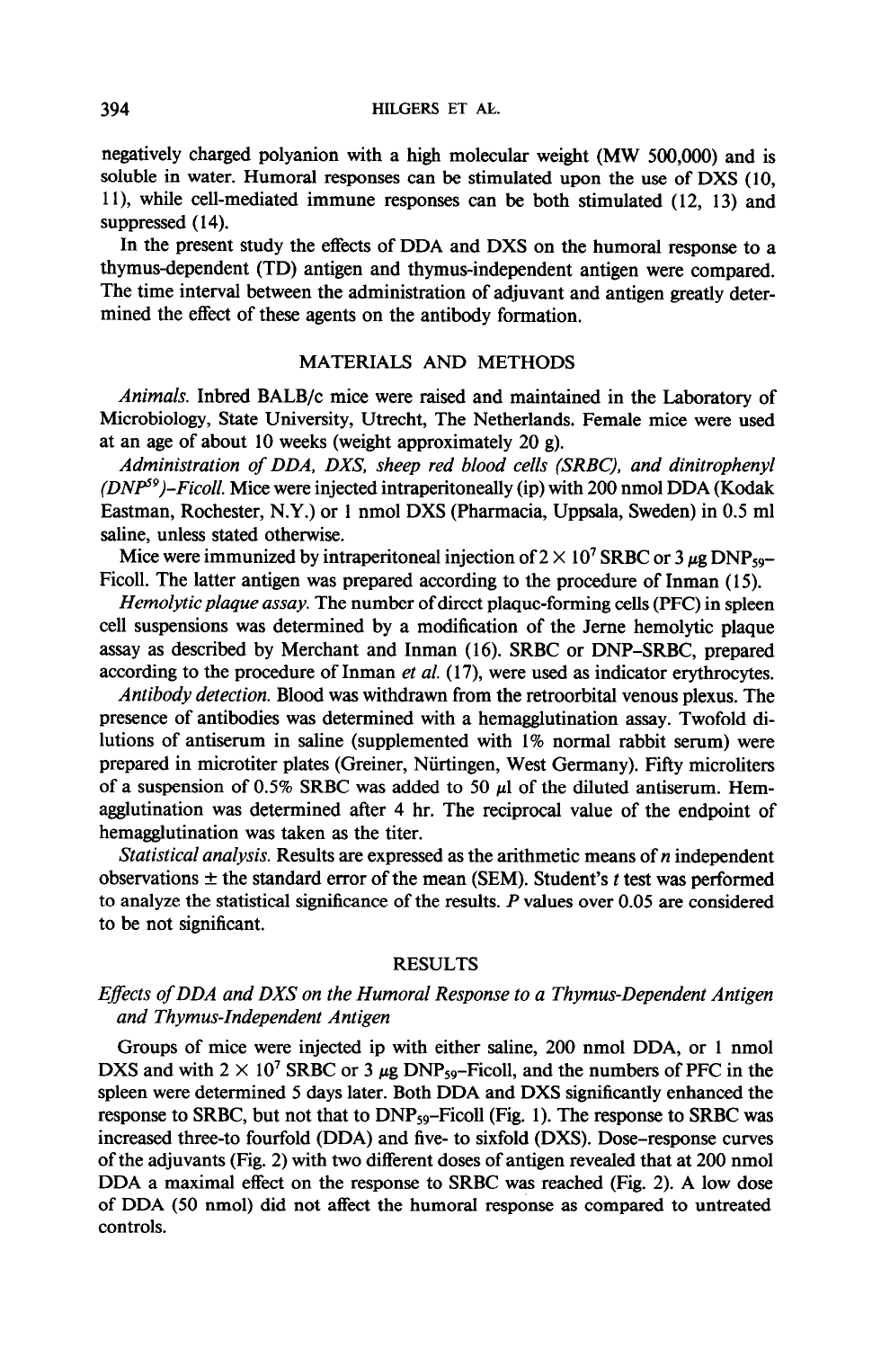negatively charged polyanion with a high molecular weight (MW 500,000) and is soluble in water. Humoral responses can be stimulated upon the use of DXS (10, 11), while cell-mediated immune responses can be both stimulated (12, 13) and suppressed (14).

In the present study the effects of DDA and DXS on the humoral response to a thymus-dependent (TD) antigen and thymus-independent antigen were compared. The time interval between the administration of adjuvant and antigen greatly determined the effect of these agents on the antibody formation.

## MATERIALS AND METHODS

*Animals.* Inbred BALB/c mice were raised and maintained in the Laboratory of Microbiology, State University, Utrecht, The Netherlands. Female mice were used at an age of about 10 weeks (weight approximately 20 g).

*Administration of DDA, DXS, sheep red blood cells (SRBC), and dinitrophenyl ($DNP^{59}$)–Ficoll.* Mice were injected intraperitoneally (ip) with 200 nmol DDA (Kodak Eastman, Rochester, N.Y.) or 1 nmol DXS (Pharmacia, Uppsala, Sweden) in 0.5 ml saline, unless stated otherwise.

Mice were immunized by intraperitoneal injection of $2 \times 10^7$ SRBC or 3 μg $DNP_{59}$–Ficoll. The latter antigen was prepared according to the procedure of Inman (15).

*Hemolytic plaque assay.* The number of direct plaque-forming cells (PFC) in spleen cell suspensions was determined by a modification of the Jerne hemolytic plaque assay as described by Merchant and Inman (16). SRBC or DNP–SRBC, prepared according to the procedure of Inman *et al.* (17), were used as indicator erythrocytes.

*Antibody detection.* Blood was withdrawn from the retroorbital venous plexus. The presence of antibodies was determined with a hemagglutination assay. Twofold dilutions of antiserum in saline (supplemented with 1% normal rabbit serum) were prepared in microtiter plates (Greiner, Nürtingen, West Germany). Fifty microliters of a suspension of 0.5% SRBC was added to 50 μl of the diluted antiserum. Hemagglutination was determined after 4 hr. The reciprocal value of the endpoint of hemagglutination was taken as the titer.

*Statistical analysis.* Results are expressed as the arithmetic means of $n$ independent observations ± the standard error of the mean (SEM). Student's $t$ test was performed to analyze the statistical significance of the results. $P$ values over 0.05 are considered to be not significant.

## RESULTS

### *Effects of DDA and DXS on the Humoral Response to a Thymus-Dependent Antigen and Thymus-Independent Antigen*

Groups of mice were injected ip with either saline, 200 nmol DDA, or 1 nmol DXS and with $2 \times 10^7$ SRBC or 3 μg $DNP_{59}$–Ficoll, and the numbers of PFC in the spleen were determined 5 days later. Both DDA and DXS significantly enhanced the response to SRBC, but not that to $DNP_{59}$–Ficoll (Fig. 1). The response to SRBC was increased three-to fourfold (DDA) and five- to sixfold (DXS). Dose–response curves of the adjuvants (Fig. 2) with two different doses of antigen revealed that at 200 nmol DDA a maximal effect on the response to SRBC was reached (Fig. 2). A low dose of DDA (50 nmol) did not affect the humoral response as compared to untreated controls.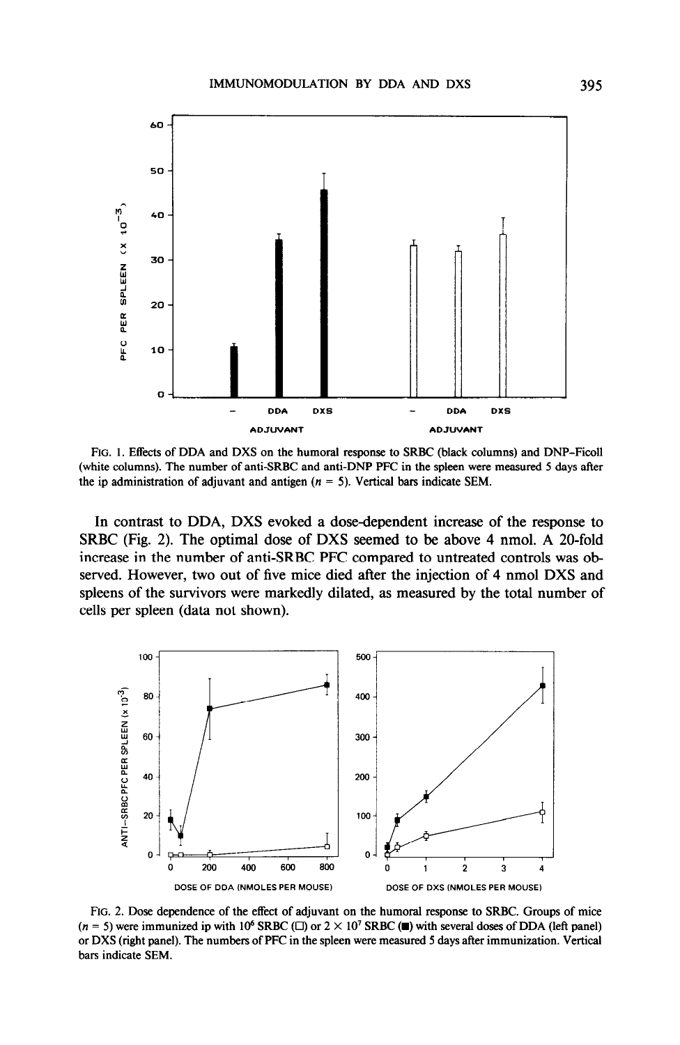FIG. 1. Effects of DDA and DXS on the humoral response to SRBC (black columns) and DNP–Ficoll (white columns). The number of anti-SRBC and anti-DNP PFC in the spleen were measured 5 days after the ip administration of adjuvant and antigen ($n = 5$). Vertical bars indicate SEM.

In contrast to DDA, DXS evoked a dose-dependent increase of the response to SRBC (Fig. 2). The optimal dose of DXS seemed to be above 4 nmol. A 20-fold increase in the number of anti-SRBC PFC compared to untreated controls was observed. However, two out of five mice died after the injection of 4 nmol DXS and spleens of the survivors were markedly dilated, as measured by the total number of cells per spleen (data not shown).

FIG. 2. Dose dependence of the effect of adjuvant on the humoral response to SRBC. Groups of mice ($n = 5$) were immunized ip with $10^6$ SRBC (□) or $2 \times 10^7$ SRBC (■) with several doses of DDA (left panel) or DXS (right panel). The numbers of PFC in the spleen were measured 5 days after immunization. Vertical bars indicate SEM.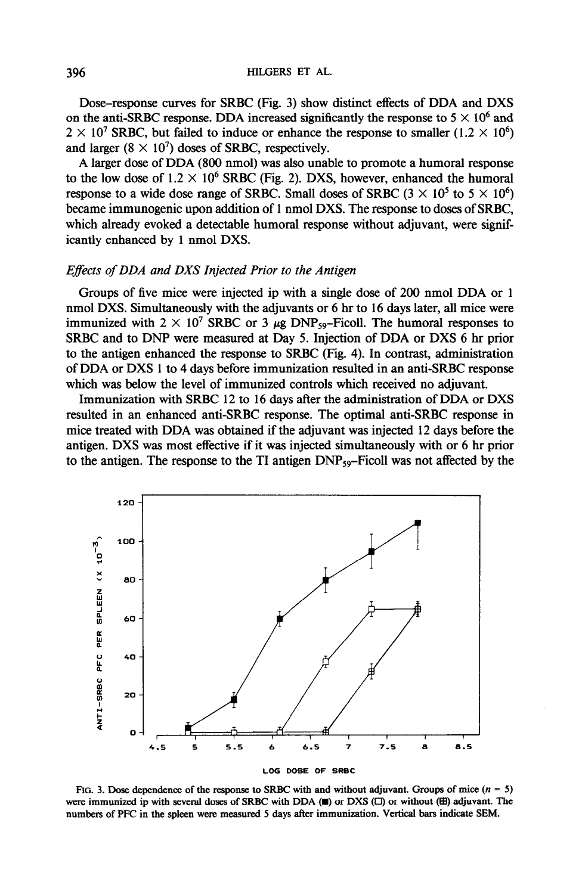Dose–response curves for SRBC (Fig. 3) show distinct effects of DDA and DXS on the anti-SRBC response. DDA increased significantly the response to $5 \times 10^6$ and $2 \times 10^7$ SRBC, but failed to induce or enhance the response to smaller ($1.2 \times 10^6$) and larger ($8 \times 10^7$) doses of SRBC, respectively.

A larger dose of DDA (800 nmol) was also unable to promote a humoral response to the low dose of $1.2 \times 10^6$ SRBC (Fig. 2). DXS, however, enhanced the humoral response to a wide dose range of SRBC. Small doses of SRBC ($3 \times 10^5$ to $5 \times 10^6$) became immunogenic upon addition of 1 nmol DXS. The response to doses of SRBC, which already evoked a detectable humoral response without adjuvant, were significantly enhanced by 1 nmol DXS.

### *Effects of DDA and DXS Injected Prior to the Antigen*

Groups of five mice were injected ip with a single dose of 200 nmol DDA or 1 nmol DXS. Simultaneously with the adjuvants or 6 hr to 16 days later, all mice were immunized with $2 \times 10^7$ SRBC or 3 μg $DNP_{59}$–Ficoll. The humoral responses to SRBC and to DNP were measured at Day 5. Injection of DDA or DXS 6 hr prior to the antigen enhanced the response to SRBC (Fig. 4). In contrast, administration of DDA or DXS 1 to 4 days before immunization resulted in an anti-SRBC response which was below the level of immunized controls which received no adjuvant.

Immunization with SRBC 12 to 16 days after the administration of DDA or DXS resulted in an enhanced anti-SRBC response. The optimal anti-SRBC response in mice treated with DDA was obtained if the adjuvant was injected 12 days before the antigen. DXS was most effective if it was injected simultaneously with or 6 hr prior to the antigen. The response to the TI antigen $DNP_{59}$–Ficoll was not affected by the

FIG. 3. Dose dependence of the response to SRBC with and without adjuvant. Groups of mice ($n = 5$) were immunized ip with several doses of SRBC with DDA (■) or DXS (□) or without (⊞) adjuvant. The numbers of PFC in the spleen were measured 5 days after immunization. Vertical bars indicate SEM.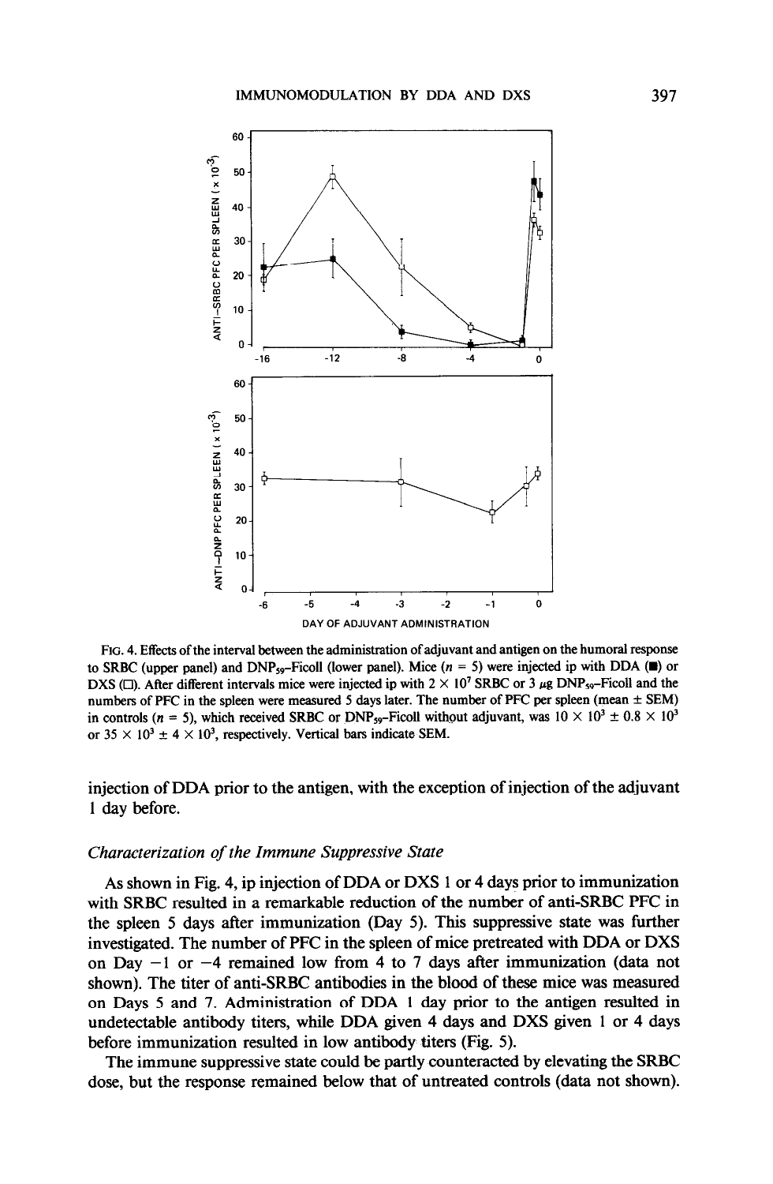FIG. 4. Effects of the interval between the administration of adjuvant and antigen on the humoral response to SRBC (upper panel) and $DNP_{59}$–Ficoll (lower panel). Mice ($n = 5$) were injected ip with DDA (■) or DXS (□). After different intervals mice were injected ip with $2 \times 10^7$ SRBC or 3 μg $DNP_{59}$–Ficoll and the numbers of PFC in the spleen were measured 5 days later. The number of PFC per spleen (mean ± SEM) in controls ($n = 5$), which received SRBC or $DNP_{59}$–Ficoll without adjuvant, was $10 \times 10^3 \pm 0.8 \times 10^3$ or $35 \times 10^3 \pm 4 \times 10^3$, respectively. Vertical bars indicate SEM.

injection of DDA prior to the antigen, with the exception of injection of the adjuvant 1 day before.

### *Characterization of the Immune Suppressive State*

As shown in Fig. 4, ip injection of DDA or DXS 1 or 4 days prior to immunization with SRBC resulted in a remarkable reduction of the number of anti-SRBC PFC in the spleen 5 days after immunization (Day 5). This suppressive state was further investigated. The number of PFC in the spleen of mice pretreated with DDA or DXS on Day −1 or −4 remained low from 4 to 7 days after immunization (data not shown). The titer of anti-SRBC antibodies in the blood of these mice was measured on Days 5 and 7. Administration of DDA 1 day prior to the antigen resulted in undetectable antibody titers, while DDA given 4 days and DXS given 1 or 4 days before immunization resulted in low antibody titers (Fig. 5).

The immune suppressive state could be partly counteracted by elevating the SRBC dose, but the response remained below that of untreated controls (data not shown).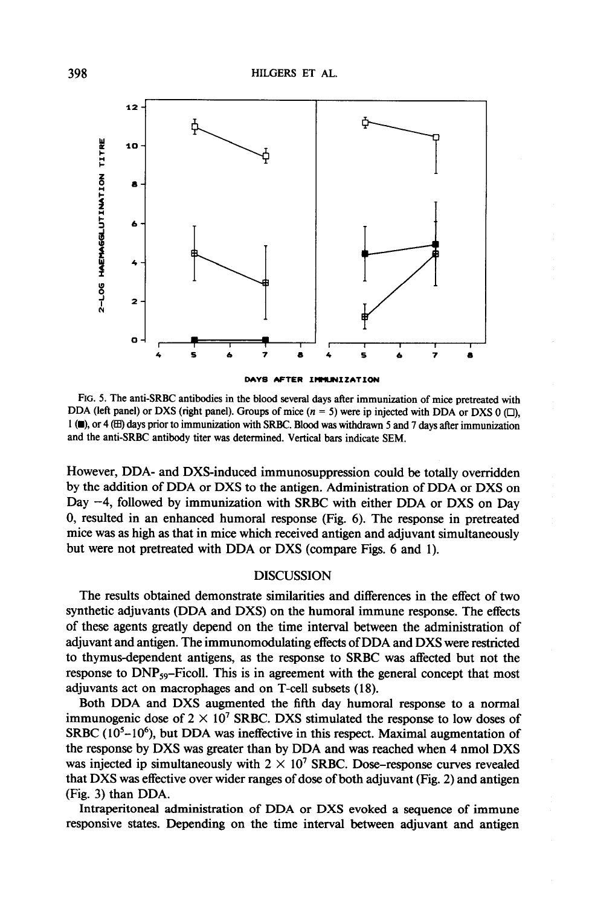FIG. 5. The anti-SRBC antibodies in the blood several days after immunization of mice pretreated with DDA (left panel) or DXS (right panel). Groups of mice ($n = 5$) were ip injected with DDA or DXS 0 (□), 1 (■), or 4 (⊞) days prior to immunization with SRBC. Blood was withdrawn 5 and 7 days after immunization and the anti-SRBC antibody titer was determined. Vertical bars indicate SEM.

However, DDA- and DXS-induced immunosuppression could be totally overridden by the addition of DDA or DXS to the antigen. Administration of DDA or DXS on Day −4, followed by immunization with SRBC with either DDA or DXS on Day 0, resulted in an enhanced humoral response (Fig. 6). The response in pretreated mice was as high as that in mice which received antigen and adjuvant simultaneously but were not pretreated with DDA or DXS (compare Figs. 6 and 1).

## DISCUSSION

The results obtained demonstrate similarities and differences in the effect of two synthetic adjuvants (DDA and DXS) on the humoral immune response. The effects of these agents greatly depend on the time interval between the administration of adjuvant and antigen. The immunomodulating effects of DDA and DXS were restricted to thymus-dependent antigens, as the response to SRBC was affected but not the response to $DNP_{59}$–Ficoll. This is in agreement with the general concept that most adjuvants act on macrophages and on T-cell subsets (18).

Both DDA and DXS augmented the fifth day humoral response to a normal immunogenic dose of $2 \times 10^7$ SRBC. DXS stimulated the response to low doses of SRBC ($10^5$–$10^6$), but DDA was ineffective in this respect. Maximal augmentation of the response by DXS was greater than by DDA and was reached when 4 nmol DXS was injected ip simultaneously with $2 \times 10^7$ SRBC. Dose–response curves revealed that DXS was effective over wider ranges of dose of both adjuvant (Fig. 2) and antigen (Fig. 3) than DDA.

Intraperitoneal administration of DDA or DXS evoked a sequence of immune responsive states. Depending on the time interval between adjuvant and antigen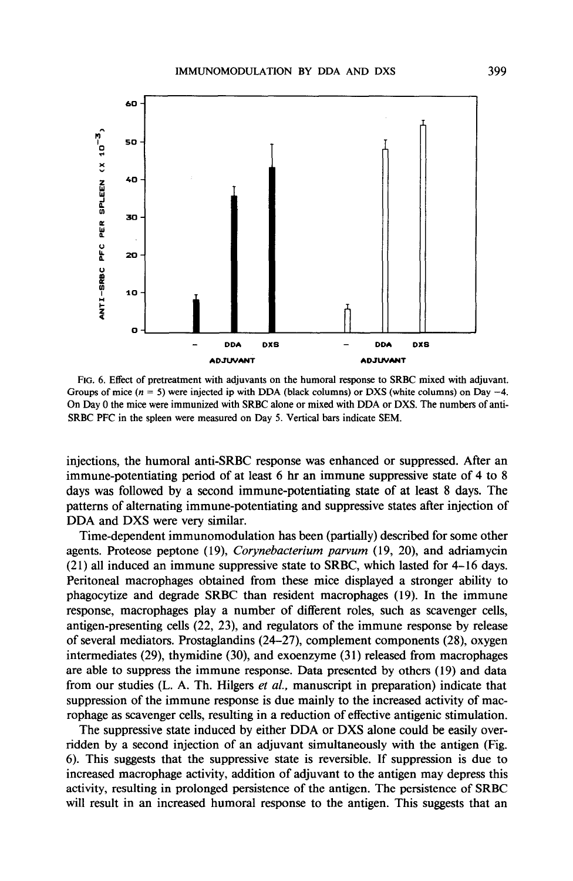FIG. 6. Effect of pretreatment with adjuvants on the humoral response to SRBC mixed with adjuvant. Groups of mice ($n = 5$) were injected ip with DDA (black columns) or DXS (white columns) on Day −4. On Day 0 the mice were immunized with SRBC alone or mixed with DDA or DXS. The numbers of anti-SRBC PFC in the spleen were measured on Day 5. Vertical bars indicate SEM.

injections, the humoral anti-SRBC response was enhanced or suppressed. After an immune-potentiating period of at least 6 hr an immune suppressive state of 4 to 8 days was followed by a second immune-potentiating state of at least 8 days. The patterns of alternating immune-potentiating and suppressive states after injection of DDA and DXS were very similar.

Time-dependent immunomodulation has been (partially) described for some other agents. Proteose peptone (19), *Corynebacterium parvum* (19, 20), and adriamycin (21) all induced an immune suppressive state to SRBC, which lasted for 4–16 days. Peritoneal macrophages obtained from these mice displayed a stronger ability to phagocytize and degrade SRBC than resident macrophages (19). In the immune response, macrophages play a number of different roles, such as scavenger cells, antigen-presenting cells (22, 23), and regulators of the immune response by release of several mediators. Prostaglandins (24–27), complement components (28), oxygen intermediates (29), thymidine (30), and exoenzyme (31) released from macrophages are able to suppress the immune response. Data presented by others (19) and data from our studies (L. A. Th. Hilgers *et al.*, manuscript in preparation) indicate that suppression of the immune response is due mainly to the increased activity of macrophage as scavenger cells, resulting in a reduction of effective antigenic stimulation.

The suppressive state induced by either DDA or DXS alone could be easily overridden by a second injection of an adjuvant simultaneously with the antigen (Fig. 6). This suggests that the suppressive state is reversible. If suppression is due to increased macrophage activity, addition of adjuvant to the antigen may depress this activity, resulting in prolonged persistence of the antigen. The persistence of SRBC will result in an increased humoral response to the antigen. This suggests that an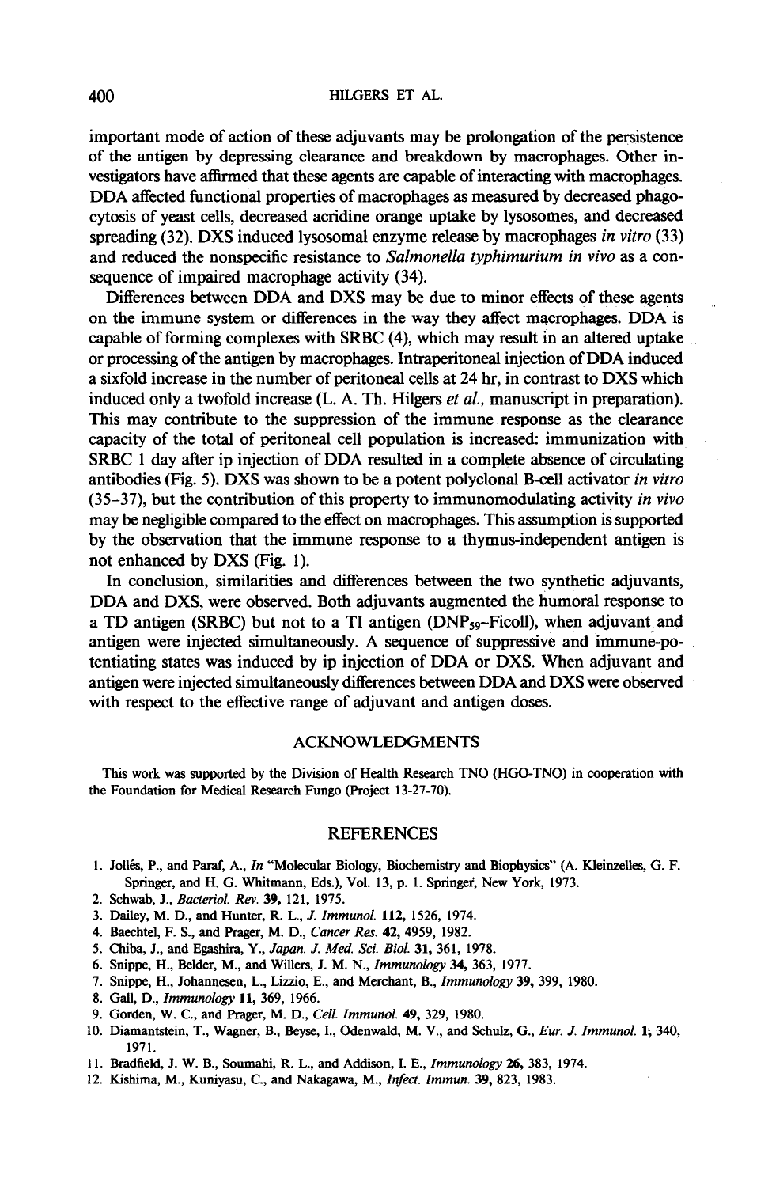important mode of action of these adjuvants may be prolongation of the persistence of the antigen by depressing clearance and breakdown by macrophages. Other investigators have affirmed that these agents are capable of interacting with macrophages. DDA affected functional properties of macrophages as measured by decreased phagocytosis of yeast cells, decreased acridine orange uptake by lysosomes, and decreased spreading (32). DXS induced lysosomal enzyme release by macrophages *in vitro* (33) and reduced the nonspecific resistance to *Salmonella typhimurium in vivo* as a consequence of impaired macrophage activity (34).

Differences between DDA and DXS may be due to minor effects of these agents on the immune system or differences in the way they affect macrophages. DDA is capable of forming complexes with SRBC (4), which may result in an altered uptake or processing of the antigen by macrophages. Intraperitoneal injection of DDA induced a sixfold increase in the number of peritoneal cells at 24 hr, in contrast to DXS which induced only a twofold increase (L. A. Th. Hilgers *et al.*, manuscript in preparation). This may contribute to the suppression of the immune response as the clearance capacity of the total of peritoneal cell population is increased: immunization with SRBC 1 day after ip injection of DDA resulted in a complete absence of circulating antibodies (Fig. 5). DXS was shown to be a potent polyclonal B-cell activator *in vitro* (35–37), but the contribution of this property to immunomodulating activity *in vivo* may be negligible compared to the effect on macrophages. This assumption is supported by the observation that the immune response to a thymus-independent antigen is not enhanced by DXS (Fig. 1).

In conclusion, similarities and differences between the two synthetic adjuvants, DDA and DXS, were observed. Both adjuvants augmented the humoral response to a TD antigen (SRBC) but not to a TI antigen ($DNP_{59}$–Ficoll), when adjuvant and antigen were injected simultaneously. A sequence of suppressive and immune-potentiating states was induced by ip injection of DDA or DXS. When adjuvant and antigen were injected simultaneously differences between DDA and DXS were observed with respect to the effective range of adjuvant and antigen doses.

## ACKNOWLEDGMENTS

This work was supported by the Division of Health Research TNO (HGO-TNO) in cooperation with the Foundation for Medical Research Fungo (Project 13-27-70).

## REFERENCES

1. Jollès, P., and Paraf, A., *In* "Molecular Biology, Biochemistry and Biophysics" (A. Kleinzelles, G. F. Springer, and H. G. Whitmann, Eds.), Vol. 13, p. 1. Springer, New York, 1973.
2. Schwab, J., *Bacteriol. Rev.* **39**, 121, 1975.
3. Dailey, M. D., and Hunter, R. L., *J. Immunol.* **112**, 1526, 1974.
4. Baechtel, F. S., and Prager, M. D., *Cancer Res.* **42**, 4959, 1982.
5. Chiba, J., and Egashira, Y., *Japan. J. Med. Sci. Biol.* **31**, 361, 1978.
6. Snippe, H., Belder, M., and Willers, J. M. N., *Immunology* **34**, 363, 1977.
7. Snippe, H., Johannesen, L., Lizzio, E., and Merchant, B., *Immunology* **39**, 399, 1980.
8. Gall, D., *Immunology* **11**, 369, 1966.
9. Gorden, W. C., and Prager, M. D., *Cell. Immunol.* **49**, 329, 1980.
10. Diamantstein, T., Wagner, B., Beyse, I., Odenwald, M. V., and Schulz, G., *Eur. J. Immunol.* **1**, 340, 1971.
11. Bradfield, J. W. B., Soumahi, R. L., and Addison, I. E., *Immunology* **26**, 383, 1974.
12. Kishima, M., Kuniyasu, C., and Nakagawa, M., *Infect. Immun.* **39**, 823, 1983.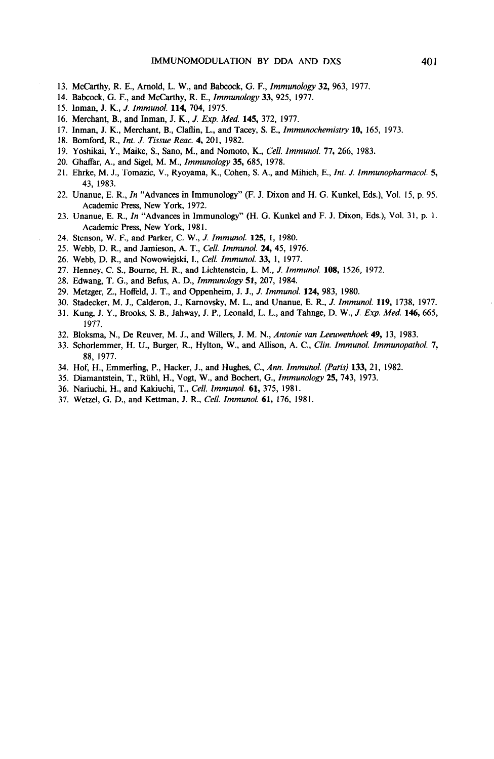13. McCarthy, R. E., Arnold, L. W., and Babcock, G. F., *Immunology* **32,** 963, 1977.
14. Babcock, G. F., and McCarthy, R. E., *Immunology* **33,** 925, 1977.
15. Inman, J. K., *J. Immunol.* **114,** 704, 1975.
16. Merchant, B., and Inman, J. K., *J. Exp. Med.* **145,** 372, 1977.
17. Inman, J. K., Merchant, B., Claflin, L., and Tacey, S. E., *Immunochemistry* **10,** 165, 1973.
18. Bomford, R., *Int. J. Tissue Reac.* **4,** 201, 1982.
19. Yoshikai, Y., Maike, S., Sano, M., and Nomoto, K., *Cell. Immunol.* **77,** 266, 1983.
20. Ghaffar, A., and Sigel, M. M., *Immunology* **35,** 685, 1978.
21. Ehrke, M. J., Tomazic, V., Ryoyama, K., Cohen, S. A., and Mihich, E., *Int. J. Immunopharmacol.* **5,** 43, 1983.
22. Unanue, E. R., *In* "Advances in Immunology" (F. J. Dixon and H. G. Kunkel, Eds.), Vol. 15, p. 95. Academic Press, New York, 1972.
23. Unanue, E. R., *In* "Advances in Immunology" (H. G. Kunkel and F. J. Dixon, Eds.), Vol. 31, p. 1. Academic Press, New York, 1981.
24. Stenson, W. F., and Parker, C. W., *J. Immunol.* **125,** 1, 1980.
25. Webb, D. R., and Jamieson, A. T., *Cell. Immunol.* **24,** 45, 1976.
26. Webb, D. R., and Nowowiejski, I., *Cell. Immunol.* **33,** 1, 1977.
27. Henney, C. S., Bourne, H. R., and Lichtenstein, L. M., *J. Immunol.* **108,** 1526, 1972.
28. Edwang, T. G., and Befus, A. D., *Immunology* **51,** 207, 1984.
29. Metzger, Z., Hoffeld, J. T., and Oppenheim, J. J., *J. Immunol.* **124,** 983, 1980.
30. Stadecker, M. J., Calderon, J., Karnovsky, M. L., and Unanue, E. R., *J. Immunol.* **119,** 1738, 1977.
31. Kung, J. Y., Brooks, S. B., Jahway, J. P., Leonald, L. L., and Tahnge, D. W., *J. Exp. Med.* **146,** 665, 1977.
32. Bloksma, N., De Reuver, M. J., and Willers, J. M. N., *Antonie van Leeuwenhoek* **49,** 13, 1983.
33. Schorlemmer, H. U., Burger, R., Hylton, W., and Allison, A. C., *Clin. Immunol. Immunopathol.* **7,** 88, 1977.
34. Hof, H., Emmerling, P., Hacker, J., and Hughes, C., *Ann. Immunol. (Paris)* **133,** 21, 1982.
35. Diamantstein, T., Rühl, H., Vogt, W., and Bochert, G., *Immunology* **25,** 743, 1973.
36. Nariuchi, H., and Kakiuchi, T., *Cell. Immunol.* **61,** 375, 1981.
37. Wetzel, G. D., and Kettman, J. R., *Cell. Immunol.* **61,** 176, 1981.